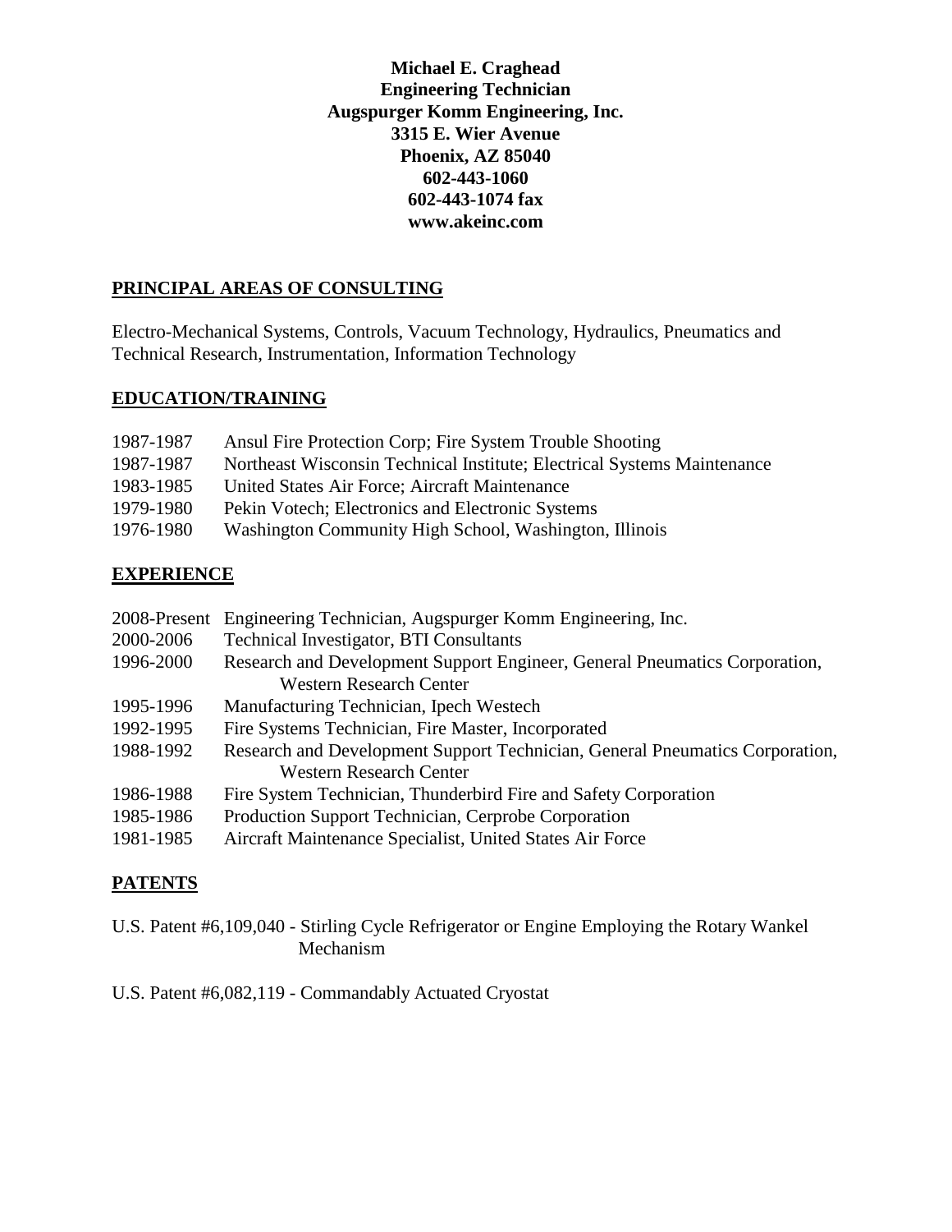**Michael E. Craghead**
**Engineering Technician**
**Augspurger Komm Engineering, Inc.**
**3315 E. Wier Avenue**
**Phoenix, AZ 85040**
**602-443-1060**
**602-443-1074 fax**
**www.akeinc.com**

## PRINCIPAL AREAS OF CONSULTING

Electro-Mechanical Systems, Controls, Vacuum Technology, Hydraulics, Pneumatics and Technical Research, Instrumentation, Information Technology

## EDUCATION/TRAINING

| | |
|---|---|
| 1987-1987 | Ansul Fire Protection Corp; Fire System Trouble Shooting |
| 1987-1987 | Northeast Wisconsin Technical Institute; Electrical Systems Maintenance |
| 1983-1985 | United States Air Force; Aircraft Maintenance |
| 1979-1980 | Pekin Votech; Electronics and Electronic Systems |
| 1976-1980 | Washington Community High School, Washington, Illinois |

## EXPERIENCE

| | |
|---|---|
| 2008-Present | Engineering Technician, Augspurger Komm Engineering, Inc. |
| 2000-2006 | Technical Investigator, BTI Consultants |
| 1996-2000 | Research and Development Support Engineer, General Pneumatics Corporation, Western Research Center |
| 1995-1996 | Manufacturing Technician, Ipech Westech |
| 1992-1995 | Fire Systems Technician, Fire Master, Incorporated |
| 1988-1992 | Research and Development Support Technician, General Pneumatics Corporation, Western Research Center |
| 1986-1988 | Fire System Technician, Thunderbird Fire and Safety Corporation |
| 1985-1986 | Production Support Technician, Cerprobe Corporation |
| 1981-1985 | Aircraft Maintenance Specialist, United States Air Force |

## PATENTS

U.S. Patent #6,109,040 - Stirling Cycle Refrigerator or Engine Employing the Rotary Wankel Mechanism

U.S. Patent #6,082,119 - Commandably Actuated Cryostat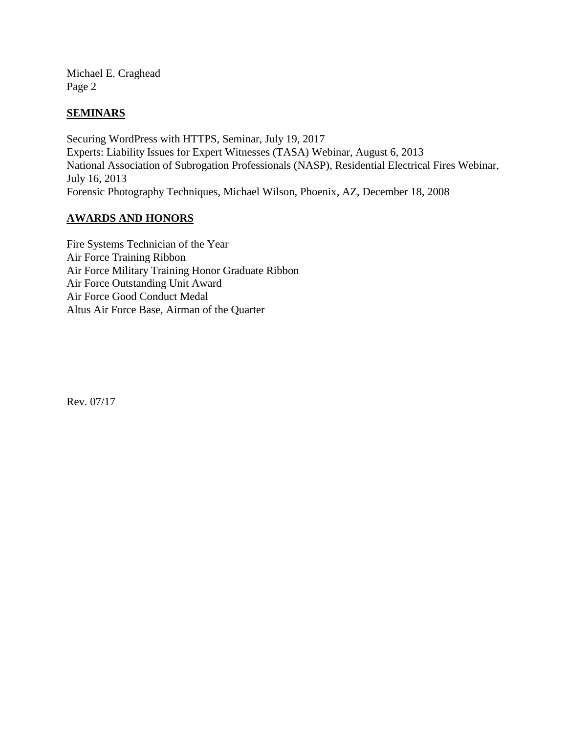## SEMINARS

Securing WordPress with HTTPS, Seminar, July 19, 2017
Experts: Liability Issues for Expert Witnesses (TASA) Webinar, August 6, 2013
National Association of Subrogation Professionals (NASP), Residential Electrical Fires Webinar, July 16, 2013
Forensic Photography Techniques, Michael Wilson, Phoenix, AZ, December 18, 2008

## AWARDS AND HONORS

Fire Systems Technician of the Year
Air Force Training Ribbon
Air Force Military Training Honor Graduate Ribbon
Air Force Outstanding Unit Award
Air Force Good Conduct Medal
Altus Air Force Base, Airman of the Quarter

Rev. 07/17